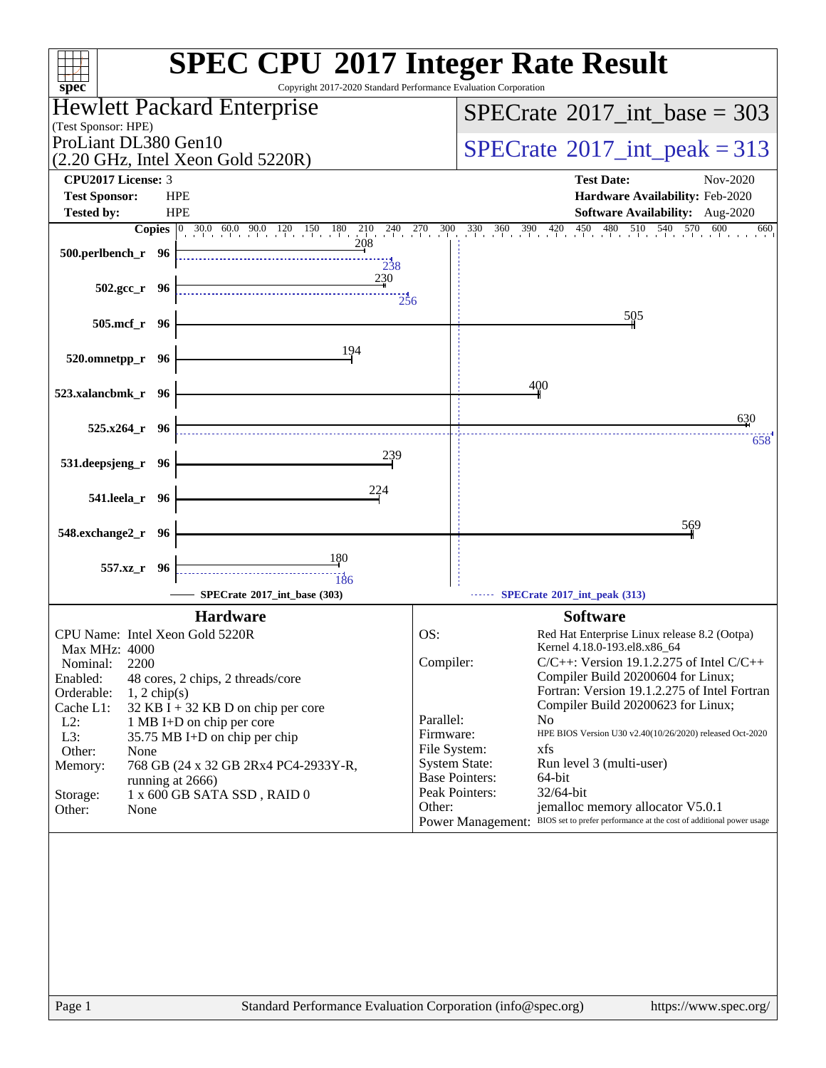# SPEC CPU 2017 Integer Rate Result

Copyright 2017-2020 Standard Performance Evaluation Corporation

## Hewlett Packard Enterprise

(Test Sponsor: HPE)

ProLiant DL380 Gen10
(2.20 GHz, Intel Xeon Gold 5220R)

SPECrate 2017_int_base = 303

SPECrate 2017_int_peak = 313

| | | | |
|---|---|---|---|
| **CPU2017 License:** | 3 | **Test Date:** | Nov-2020 |
| **Test Sponsor:** | HPE | **Hardware Availability:** | Feb-2020 |
| **Tested by:** | HPE | **Software Availability:** | Aug-2020 |

Copies 0 30.0 60.0 90.0 120 150 180 210 240 270 300 330 360 390 420 450 480 510 540 570 600 660

500.perlbench_r 96 208 238
502.gcc_r 96 230 256
505.mcf_r 96 505
520.omnetpp_r 96 194
523.xalancbmk_r 96 400
525.x264_r 96 630 658
531.deepsjeng_r 96 239
541.leela_r 96 224
548.exchange2_r 96 569
557.xz_r 96 180 186

SPECrate 2017_int_base (303)
SPECrate 2017_int_peak (313)

## Hardware

| | |
|---|---|
| CPU Name: | Intel Xeon Gold 5220R |
| Max MHz: | 4000 |
| Nominal: | 2200 |
| Enabled: | 48 cores, 2 chips, 2 threads/core |
| Orderable: | 1, 2 chip(s) |
| Cache L1: | 32 KB I + 32 KB D on chip per core |
| L2: | 1 MB I+D on chip per core |
| L3: | 35.75 MB I+D on chip per chip |
| Other: | None |
| Memory: | 768 GB (24 x 32 GB 2Rx4 PC4-2933Y-R, running at 2666) |
| Storage: | 1 x 600 GB SATA SSD , RAID 0 |
| Other: | None |

## Software

| | |
|---|---|
| OS: | Red Hat Enterprise Linux release 8.2 (Ootpa) Kernel 4.18.0-193.el8.x86_64 |
| Compiler: | C/C++: Version 19.1.2.275 of Intel C/C++ Compiler Build 20200604 for Linux; Fortran: Version 19.1.2.275 of Intel Fortran Compiler Build 20200623 for Linux; |
| Parallel: | No |
| Firmware: | HPE BIOS Version U30 v2.40(10/26/2020) released Oct-2020 |
| File System: | xfs |
| System State: | Run level 3 (multi-user) |
| Base Pointers: | 64-bit |
| Peak Pointers: | 32/64-bit |
| Other: | jemalloc memory allocator V5.0.1 |
| Power Management: | BIOS set to prefer performance at the cost of additional power usage |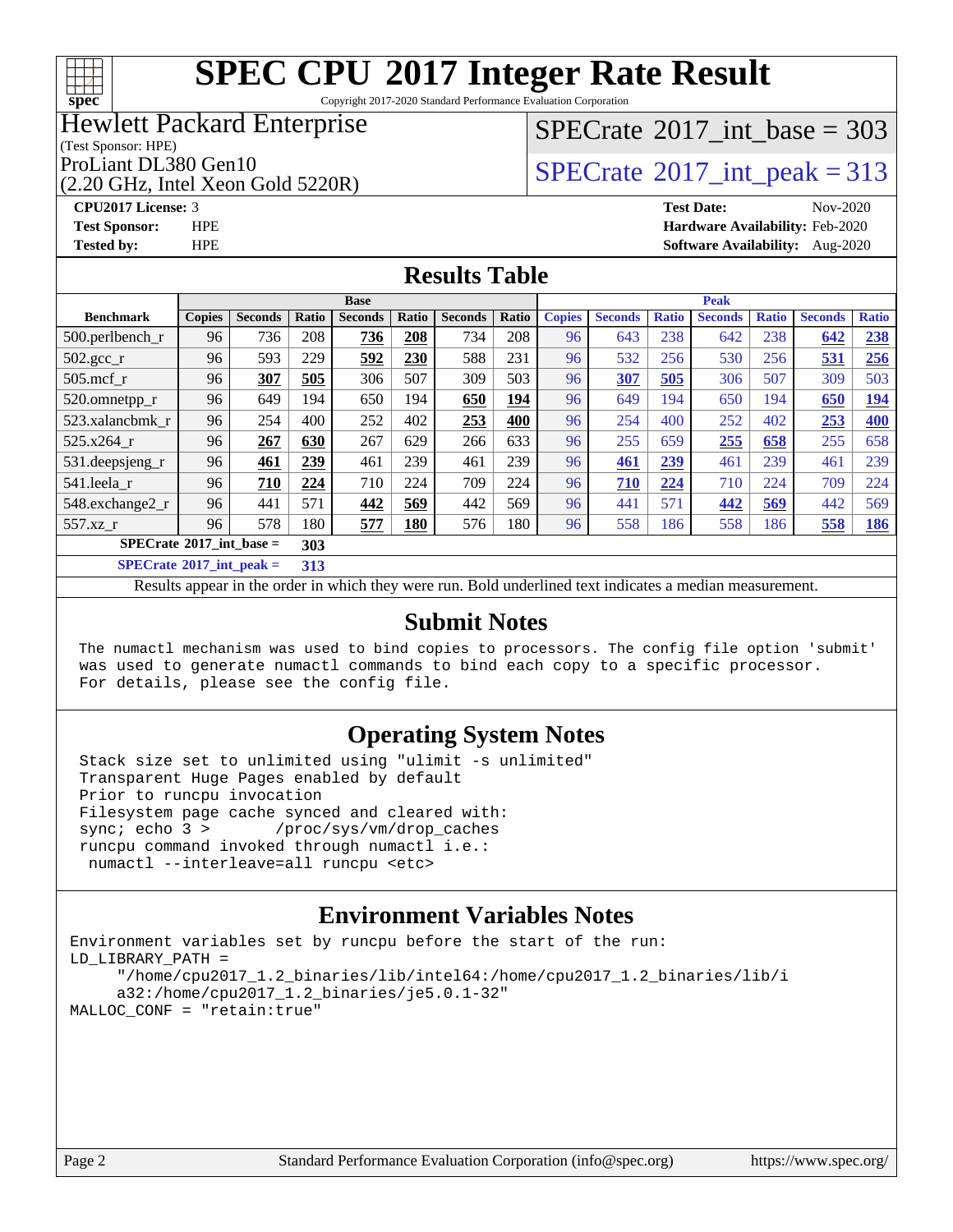# SPEC CPU 2017 Integer Rate Result

Copyright 2017-2020 Standard Performance Evaluation Corporation

**Hewlett Packard Enterprise**
(Test Sponsor: HPE)
ProLiant DL380 Gen10
(2.20 GHz, Intel Xeon Gold 5220R)

SPECrate 2017_int_base = 303

SPECrate 2017_int_peak = 313

**CPU2017 License:** 3
**Test Sponsor:** HPE
**Tested by:** HPE

**Test Date:** Nov-2020
**Hardware Availability:** Feb-2020
**Software Availability:** Aug-2020

## Results Table

| | Base | | | | | | | Peak | | | | | | |
|---|---|---|---|---|---|---|---|---|---|---|---|---|---|---|
| **Benchmark** | **Copies** | **Seconds** | **Ratio** | **Seconds** | **Ratio** | **Seconds** | **Ratio** | **Copies** | **Seconds** | **Ratio** | **Seconds** | **Ratio** | **Seconds** | **Ratio** |
| 500.perlbench_r | 96 | 736 | 208 | **736** | **208** | 734 | 208 | 96 | 643 | 238 | 642 | 238 | **642** | **238** |
| 502.gcc_r | 96 | 593 | 229 | **592** | **230** | 588 | 231 | 96 | 532 | 256 | 530 | 256 | **531** | **256** |
| 505.mcf_r | 96 | **307** | **505** | 306 | 507 | 309 | 503 | 96 | **307** | **505** | 306 | 507 | 309 | 503 |
| 520.omnetpp_r | 96 | 649 | 194 | 650 | 194 | **650** | **194** | 96 | 649 | 194 | 650 | 194 | **650** | **194** |
| 523.xalancbmk_r | 96 | 254 | 400 | 252 | 402 | **253** | **400** | 96 | 254 | 400 | 252 | 402 | **253** | **400** |
| 525.x264_r | 96 | **267** | **630** | 267 | 629 | 266 | 633 | 96 | 255 | 659 | **255** | **658** | 255 | 658 |
| 531.deepsjeng_r | 96 | **461** | **239** | 461 | 239 | 461 | 239 | 96 | **461** | **239** | 461 | 239 | 461 | 239 |
| 541.leela_r | 96 | **710** | **224** | 710 | 224 | 709 | 224 | 96 | **710** | **224** | 710 | 224 | 709 | 224 |
| 548.exchange2_r | 96 | 441 | 571 | **442** | **569** | 442 | 569 | 96 | 441 | 571 | **442** | **569** | 442 | 569 |
| 557.xz_r | 96 | 578 | 180 | **577** | **180** | 576 | 180 | 96 | 558 | 186 | 558 | 186 | **558** | **186** |

**SPECrate 2017_int_base =** **303**

**SPECrate 2017_int_peak =** **313**

Results appear in the order in which they were run. Bold underlined text indicates a median measurement.

## Submit Notes

```
The numactl mechanism was used to bind copies to processors. The config file option 'submit'
was used to generate numactl commands to bind each copy to a specific processor.
For details, please see the config file.
```

## Operating System Notes

```
Stack size set to unlimited using "ulimit -s unlimited"
Transparent Huge Pages enabled by default
Prior to runcpu invocation
Filesystem page cache synced and cleared with:
sync; echo 3 >       /proc/sys/vm/drop_caches
runcpu command invoked through numactl i.e.:
 numactl --interleave=all runcpu <etc>
```

## Environment Variables Notes

```
Environment variables set by runcpu before the start of the run:
LD_LIBRARY_PATH =
     "/home/cpu2017_1.2_binaries/lib/intel64:/home/cpu2017_1.2_binaries/lib/i
     a32:/home/cpu2017_1.2_binaries/je5.0.1-32"
MALLOC_CONF = "retain:true"
```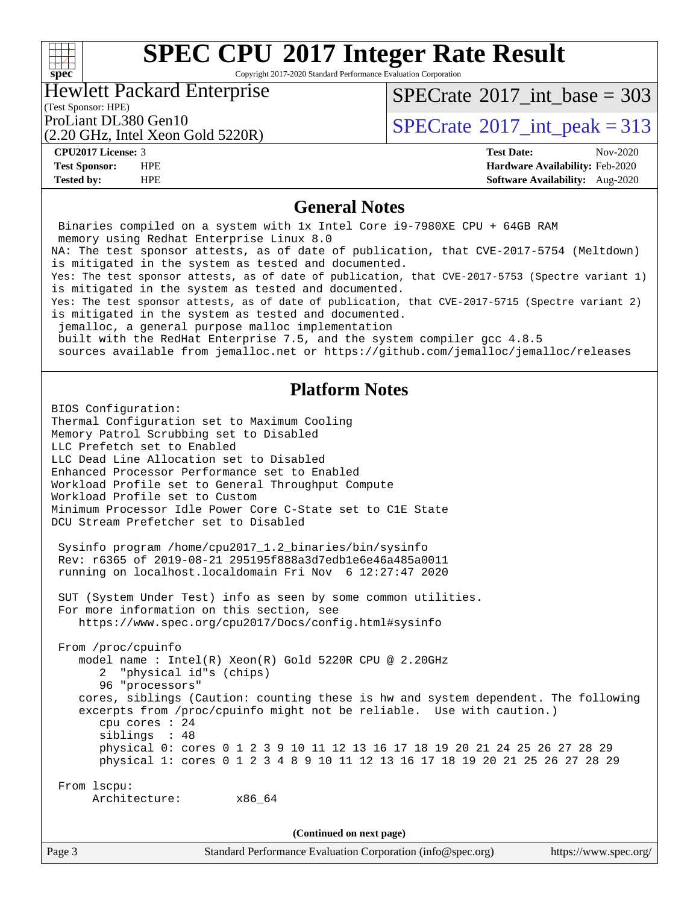# SPEC CPU 2017 Integer Rate Result

Copyright 2017-2020 Standard Performance Evaluation Corporation

**Hewlett Packard Enterprise**
(Test Sponsor: HPE)
ProLiant DL380 Gen10
(2.20 GHz, Intel Xeon Gold 5220R)

SPECrate 2017_int_base = 303
SPECrate 2017_int_peak = 313

| | | | |
|---|---|---|---|
| **CPU2017 License:** | 3 | **Test Date:** | Nov-2020 |
| **Test Sponsor:** | HPE | **Hardware Availability:** | Feb-2020 |
| **Tested by:** | HPE | **Software Availability:** | Aug-2020 |

## General Notes

```
 Binaries compiled on a system with 1x Intel Core i9-7980XE CPU + 64GB RAM
 memory using Redhat Enterprise Linux 8.0
NA: The test sponsor attests, as of date of publication, that CVE-2017-5754 (Meltdown)
is mitigated in the system as tested and documented.
Yes: The test sponsor attests, as of date of publication, that CVE-2017-5753 (Spectre variant 1)
is mitigated in the system as tested and documented.
Yes: The test sponsor attests, as of date of publication, that CVE-2017-5715 (Spectre variant 2)
is mitigated in the system as tested and documented.
 jemalloc, a general purpose malloc implementation
 built with the RedHat Enterprise 7.5, and the system compiler gcc 4.8.5
 sources available from jemalloc.net or https://github.com/jemalloc/jemalloc/releases
```

## Platform Notes

```
BIOS Configuration:
Thermal Configuration set to Maximum Cooling
Memory Patrol Scrubbing set to Disabled
LLC Prefetch set to Enabled
LLC Dead Line Allocation set to Disabled
Enhanced Processor Performance set to Enabled
Workload Profile set to General Throughput Compute
Workload Profile set to Custom
Minimum Processor Idle Power Core C-State set to C1E State
DCU Stream Prefetcher set to Disabled

 Sysinfo program /home/cpu2017_1.2_binaries/bin/sysinfo
 Rev: r6365 of 2019-08-21 295195f888a3d7edb1e6e46a485a0011
 running on localhost.localdomain Fri Nov  6 12:27:47 2020

 SUT (System Under Test) info as seen by some common utilities.
 For more information on this section, see
    https://www.spec.org/cpu2017/Docs/config.html#sysinfo

 From /proc/cpuinfo
    model name : Intel(R) Xeon(R) Gold 5220R CPU @ 2.20GHz
       2  "physical id"s (chips)
       96 "processors"
    cores, siblings (Caution: counting these is hw and system dependent. The following
    excerpts from /proc/cpuinfo might not be reliable.  Use with caution.)
       cpu cores : 24
       siblings  : 48
       physical 0: cores 0 1 2 3 9 10 11 12 13 16 17 18 19 20 21 24 25 26 27 28 29
       physical 1: cores 0 1 2 3 4 8 9 10 11 12 13 16 17 18 19 20 21 25 26 27 28 29

 From lscpu:
      Architecture:        x86_64
```

(Continued on next page)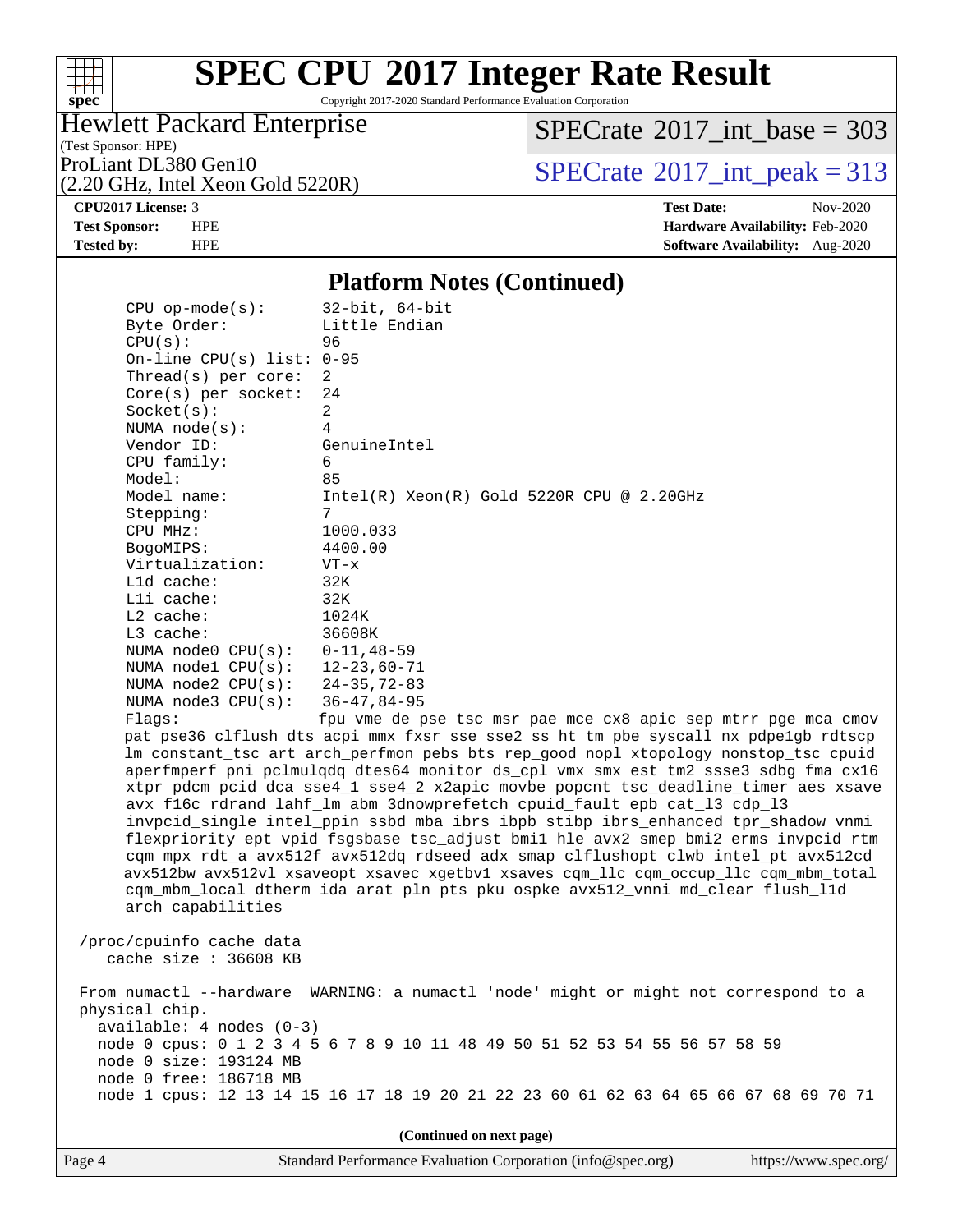# SPEC CPU 2017 Integer Rate Result

Copyright 2017-2020 Standard Performance Evaluation Corporation

**Hewlett Packard Enterprise**
(Test Sponsor: HPE)
ProLiant DL380 Gen10
(2.20 GHz, Intel Xeon Gold 5220R)

SPECrate 2017_int_base = 303
SPECrate 2017_int_peak = 313

**CPU2017 License:** 3
**Test Sponsor:** HPE
**Tested by:** HPE

**Test Date:** Nov-2020
**Hardware Availability:** Feb-2020
**Software Availability:** Aug-2020

## Platform Notes (Continued)

```
     CPU op-mode(s):        32-bit, 64-bit
     Byte Order:            Little Endian
     CPU(s):                96
     On-line CPU(s) list:   0-95
     Thread(s) per core:    2
     Core(s) per socket:    24
     Socket(s):             2
     NUMA node(s):          4
     Vendor ID:             GenuineIntel
     CPU family:            6
     Model:                 85
     Model name:            Intel(R) Xeon(R) Gold 5220R CPU @ 2.20GHz
     Stepping:              7
     CPU MHz:               1000.033
     BogoMIPS:              4400.00
     Virtualization:        VT-x
     L1d cache:             32K
     L1i cache:             32K
     L2 cache:              1024K
     L3 cache:              36608K
     NUMA node0 CPU(s):     0-11,48-59
     NUMA node1 CPU(s):     12-23,60-71
     NUMA node2 CPU(s):     24-35,72-83
     NUMA node3 CPU(s):     36-47,84-95
     Flags:                 fpu vme de pse tsc msr pae mce cx8 apic sep mtrr pge mca cmov
     pat pse36 clflush dts acpi mmx fxsr sse sse2 ss ht tm pbe syscall nx pdpe1gb rdtscp
     lm constant_tsc art arch_perfmon pebs bts rep_good nopl xtopology nonstop_tsc cpuid
     aperfmperf pni pclmulqdq dtes64 monitor ds_cpl vmx smx est tm2 ssse3 sdbg fma cx16
     xtpr pdcm pcid dca sse4_1 sse4_2 x2apic movbe popcnt tsc_deadline_timer aes xsave
     avx f16c rdrand lahf_lm abm 3dnowprefetch cpuid_fault epb cat_l3 cdp_l3
     invpcid_single intel_ppin ssbd mba ibrs ibpb stibp ibrs_enhanced tpr_shadow vnmi
     flexpriority ept vpid fsgsbase tsc_adjust bmi1 hle avx2 smep bmi2 erms invpcid rtm
     cqm mpx rdt_a avx512f avx512dq rdseed adx smap clflushopt clwb intel_pt avx512cd
     avx512bw avx512vl xsaveopt xsavec xgetbv1 xsaves cqm_llc cqm_occup_llc cqm_mbm_total
     cqm_mbm_local dtherm ida arat pln pts pku ospke avx512_vnni md_clear flush_l1d
     arch_capabilities

 /proc/cpuinfo cache data
    cache size : 36608 KB

 From numactl --hardware  WARNING: a numactl 'node' might or might not correspond to a
 physical chip.
   available: 4 nodes (0-3)
   node 0 cpus: 0 1 2 3 4 5 6 7 8 9 10 11 48 49 50 51 52 53 54 55 56 57 58 59
   node 0 size: 193124 MB
   node 0 free: 186718 MB
   node 1 cpus: 12 13 14 15 16 17 18 19 20 21 22 23 60 61 62 63 64 65 66 67 68 69 70 71
```

**(Continued on next page)**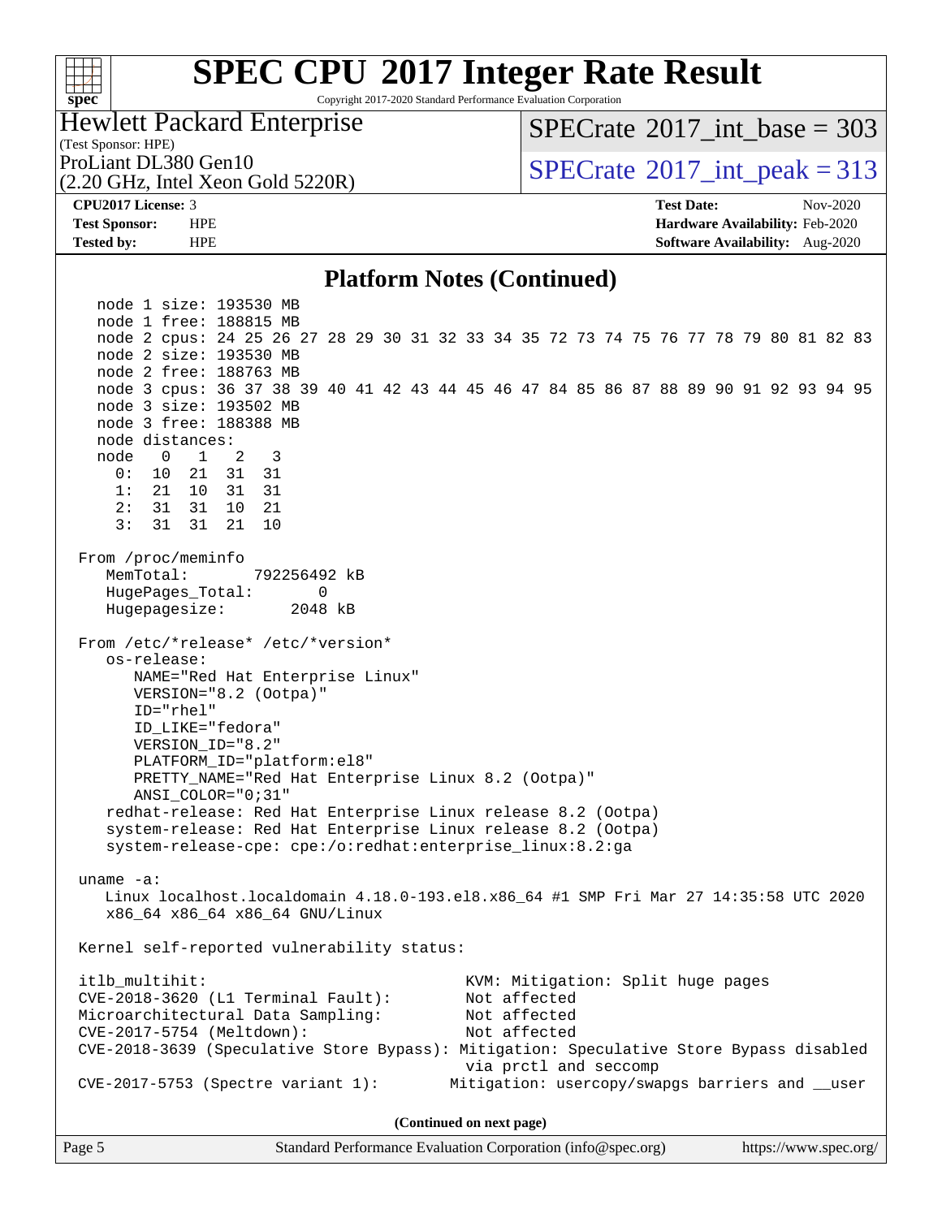# SPEC CPU 2017 Integer Rate Result

Copyright 2017-2020 Standard Performance Evaluation Corporation

**Hewlett Packard Enterprise**
(Test Sponsor: HPE)
ProLiant DL380 Gen10
(2.20 GHz, Intel Xeon Gold 5220R)

SPECrate 2017_int_base = 303
SPECrate 2017_int_peak = 313

**CPU2017 License:** 3
**Test Sponsor:** HPE
**Tested by:** HPE

**Test Date:** Nov-2020
**Hardware Availability:** Feb-2020
**Software Availability:** Aug-2020

## Platform Notes (Continued)

```
    node 1 size: 193530 MB
    node 1 free: 188815 MB
    node 2 cpus: 24 25 26 27 28 29 30 31 32 33 34 35 72 73 74 75 76 77 78 79 80 81 82 83
    node 2 size: 193530 MB
    node 2 free: 188763 MB
    node 3 cpus: 36 37 38 39 40 41 42 43 44 45 46 47 84 85 86 87 88 89 90 91 92 93 94 95
    node 3 size: 193502 MB
    node 3 free: 188388 MB
    node distances:
    node   0   1   2   3
      0:  10  21  31  31
      1:  21  10  31  31
      2:  31  31  10  21
      3:  31  31  21  10

 From /proc/meminfo
    MemTotal:       792256492 kB
    HugePages_Total:       0
    Hugepagesize:       2048 kB

 From /etc/*release* /etc/*version*
    os-release:
       NAME="Red Hat Enterprise Linux"
       VERSION="8.2 (Ootpa)"
       ID="rhel"
       ID_LIKE="fedora"
       VERSION_ID="8.2"
       PLATFORM_ID="platform:el8"
       PRETTY_NAME="Red Hat Enterprise Linux 8.2 (Ootpa)"
       ANSI_COLOR="0;31"
    redhat-release: Red Hat Enterprise Linux release 8.2 (Ootpa)
    system-release: Red Hat Enterprise Linux release 8.2 (Ootpa)
    system-release-cpe: cpe:/o:redhat:enterprise_linux:8.2:ga

 uname -a:
    Linux localhost.localdomain 4.18.0-193.el8.x86_64 #1 SMP Fri Mar 27 14:35:58 UTC 2020
    x86_64 x86_64 x86_64 GNU/Linux

 Kernel self-reported vulnerability status:

 itlb_multihit:                                   KVM: Mitigation: Split huge pages
 CVE-2018-3620 (L1 Terminal Fault):               Not affected
 Microarchitectural Data Sampling:                Not affected
 CVE-2017-5754 (Meltdown):                        Not affected
 CVE-2018-3639 (Speculative Store Bypass): Mitigation: Speculative Store Bypass disabled
                                                  via prctl and seccomp
 CVE-2017-5753 (Spectre variant 1):             Mitigation: usercopy/swapgs barriers and __user
```

(Continued on next page)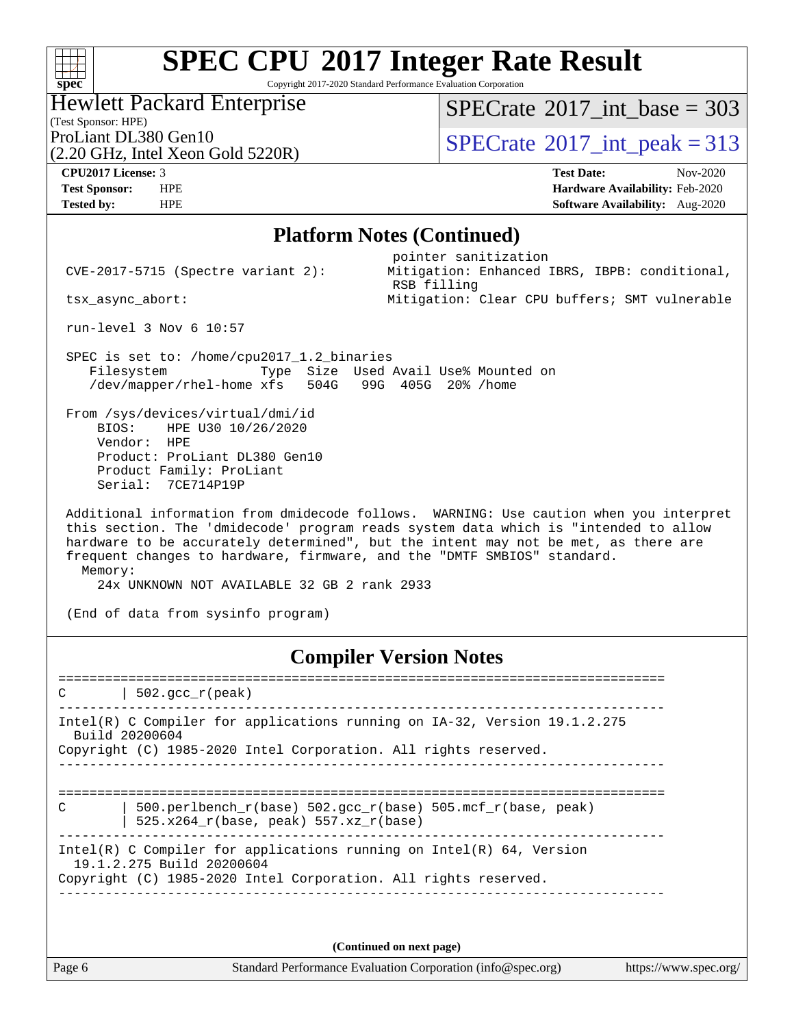## Platform Notes (Continued)

```
                                            pointer sanitization
 CVE-2017-5715 (Spectre variant 2):        Mitigation: Enhanced IBRS, IBPB: conditional,
                                            RSB filling
 tsx_async_abort:                          Mitigation: Clear CPU buffers; SMT vulnerable

 run-level 3 Nov 6 10:57

 SPEC is set to: /home/cpu2017_1.2_binaries
    Filesystem            Type  Size  Used Avail Use% Mounted on
    /dev/mapper/rhel-home xfs   504G   99G  405G  20% /home

 From /sys/devices/virtual/dmi/id
     BIOS:    HPE U30 10/26/2020
     Vendor:  HPE
     Product: ProLiant DL380 Gen10
     Product Family: ProLiant
     Serial:  7CE714P19P

 Additional information from dmidecode follows.  WARNING: Use caution when you interpret
 this section. The 'dmidecode' program reads system data which is "intended to allow
 hardware to be accurately determined", but the intent may not be met, as there are
 frequent changes to hardware, firmware, and the "DMTF SMBIOS" standard.
   Memory:
     24x UNKNOWN NOT AVAILABLE 32 GB 2 rank 2933

 (End of data from sysinfo program)
```

## Compiler Version Notes

```
==============================================================================
C       | 502.gcc_r(peak)
------------------------------------------------------------------------------
Intel(R) C Compiler for applications running on IA-32, Version 19.1.2.275
  Build 20200604
Copyright (C) 1985-2020 Intel Corporation. All rights reserved.
------------------------------------------------------------------------------

==============================================================================
C       | 500.perlbench_r(base) 502.gcc_r(base) 505.mcf_r(base, peak)
        | 525.x264_r(base, peak) 557.xz_r(base)
------------------------------------------------------------------------------
Intel(R) C Compiler for applications running on Intel(R) 64, Version
  19.1.2.275 Build 20200604
Copyright (C) 1985-2020 Intel Corporation. All rights reserved.
------------------------------------------------------------------------------
```

(Continued on next page)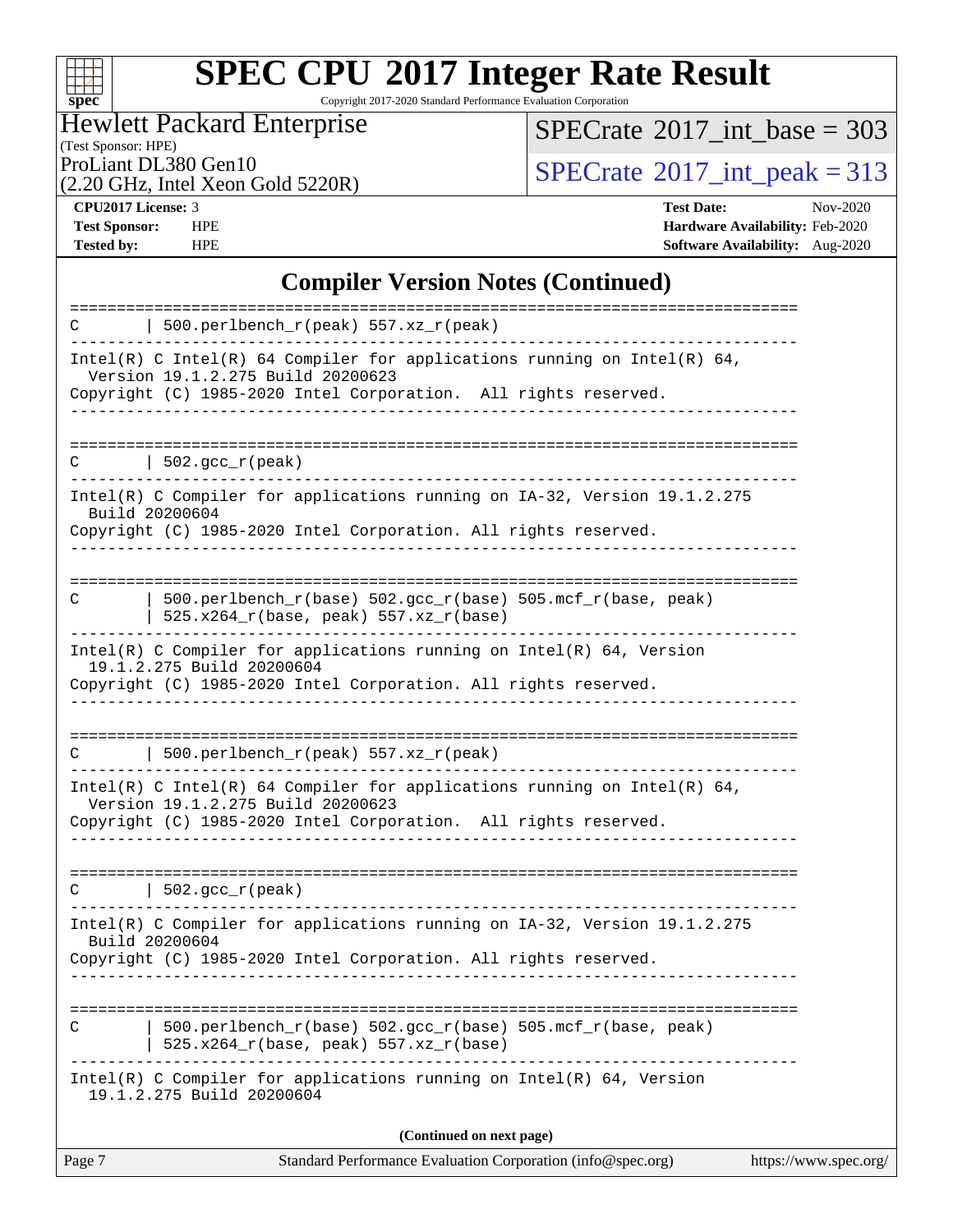# SPEC CPU 2017 Integer Rate Result

Copyright 2017-2020 Standard Performance Evaluation Corporation

**Hewlett Packard Enterprise**
(Test Sponsor: HPE)
ProLiant DL380 Gen10
(2.20 GHz, Intel Xeon Gold 5220R)

SPECrate 2017_int_base = 303
SPECrate 2017_int_peak = 313

| | | | |
|---|---|---|---|
| **CPU2017 License:** | 3 | **Test Date:** | Nov-2020 |
| **Test Sponsor:** | HPE | **Hardware Availability:** | Feb-2020 |
| **Tested by:** | HPE | **Software Availability:** | Aug-2020 |

## Compiler Version Notes (Continued)

```
==============================================================================
C       | 500.perlbench_r(peak) 557.xz_r(peak)
------------------------------------------------------------------------------
Intel(R) C Intel(R) 64 Compiler for applications running on Intel(R) 64,
  Version 19.1.2.275 Build 20200623
Copyright (C) 1985-2020 Intel Corporation.  All rights reserved.
------------------------------------------------------------------------------

==============================================================================
C       | 502.gcc_r(peak)
------------------------------------------------------------------------------
Intel(R) C Compiler for applications running on IA-32, Version 19.1.2.275
  Build 20200604
Copyright (C) 1985-2020 Intel Corporation. All rights reserved.
------------------------------------------------------------------------------

==============================================================================
C       | 500.perlbench_r(base) 502.gcc_r(base) 505.mcf_r(base, peak)
        | 525.x264_r(base, peak) 557.xz_r(base)
------------------------------------------------------------------------------
Intel(R) C Compiler for applications running on Intel(R) 64, Version
  19.1.2.275 Build 20200604
Copyright (C) 1985-2020 Intel Corporation. All rights reserved.
------------------------------------------------------------------------------

==============================================================================
C       | 500.perlbench_r(peak) 557.xz_r(peak)
------------------------------------------------------------------------------
Intel(R) C Intel(R) 64 Compiler for applications running on Intel(R) 64,
  Version 19.1.2.275 Build 20200623
Copyright (C) 1985-2020 Intel Corporation.  All rights reserved.
------------------------------------------------------------------------------

==============================================================================
C       | 502.gcc_r(peak)
------------------------------------------------------------------------------
Intel(R) C Compiler for applications running on IA-32, Version 19.1.2.275
  Build 20200604
Copyright (C) 1985-2020 Intel Corporation. All rights reserved.
------------------------------------------------------------------------------

==============================================================================
C       | 500.perlbench_r(base) 502.gcc_r(base) 505.mcf_r(base, peak)
        | 525.x264_r(base, peak) 557.xz_r(base)
------------------------------------------------------------------------------
Intel(R) C Compiler for applications running on Intel(R) 64, Version
  19.1.2.275 Build 20200604
```

**(Continued on next page)**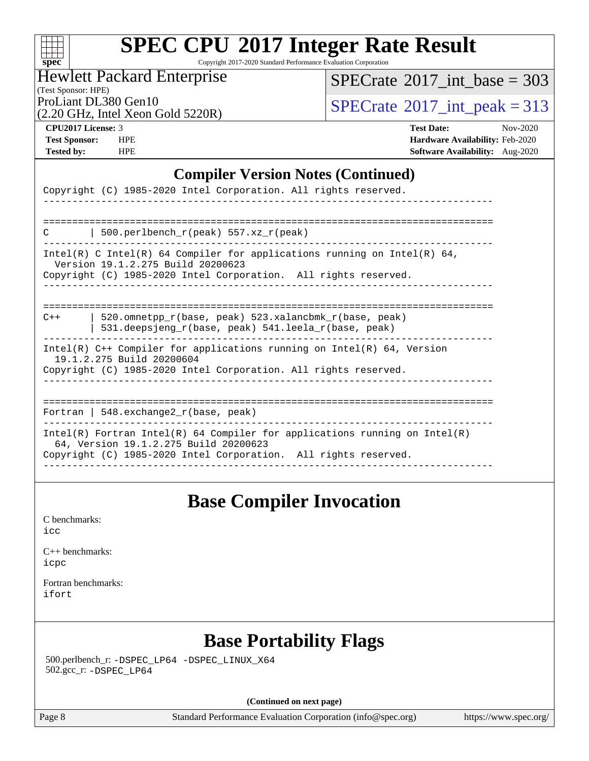# SPEC CPU 2017 Integer Rate Result

Copyright 2017-2020 Standard Performance Evaluation Corporation

Hewlett Packard Enterprise
(Test Sponsor: HPE)
ProLiant DL380 Gen10
(2.20 GHz, Intel Xeon Gold 5220R)

SPECrate 2017_int_base = 303
SPECrate 2017_int_peak = 313

**CPU2017 License:** 3
**Test Sponsor:** HPE
**Tested by:** HPE

**Test Date:** Nov-2020
**Hardware Availability:** Feb-2020
**Software Availability:** Aug-2020

## Compiler Version Notes (Continued)

```
Copyright (C) 1985-2020 Intel Corporation. All rights reserved.
------------------------------------------------------------------------------

==============================================================================
C       | 500.perlbench_r(peak) 557.xz_r(peak)
------------------------------------------------------------------------------
Intel(R) C Intel(R) 64 Compiler for applications running on Intel(R) 64,
  Version 19.1.2.275 Build 20200623
Copyright (C) 1985-2020 Intel Corporation.  All rights reserved.
------------------------------------------------------------------------------

==============================================================================
C++     | 520.omnetpp_r(base, peak) 523.xalancbmk_r(base, peak)
        | 531.deepsjeng_r(base, peak) 541.leela_r(base, peak)
------------------------------------------------------------------------------
Intel(R) C++ Compiler for applications running on Intel(R) 64, Version
  19.1.2.275 Build 20200604
Copyright (C) 1985-2020 Intel Corporation. All rights reserved.
------------------------------------------------------------------------------

==============================================================================
Fortran | 548.exchange2_r(base, peak)
------------------------------------------------------------------------------
Intel(R) Fortran Intel(R) 64 Compiler for applications running on Intel(R)
  64, Version 19.1.2.275 Build 20200623
Copyright (C) 1985-2020 Intel Corporation.  All rights reserved.
------------------------------------------------------------------------------
```

## Base Compiler Invocation

C benchmarks:
icc

C++ benchmarks:
icpc

Fortran benchmarks:
ifort

## Base Portability Flags

500.perlbench_r: -DSPEC_LP64 -DSPEC_LINUX_X64
502.gcc_r: -DSPEC_LP64

(Continued on next page)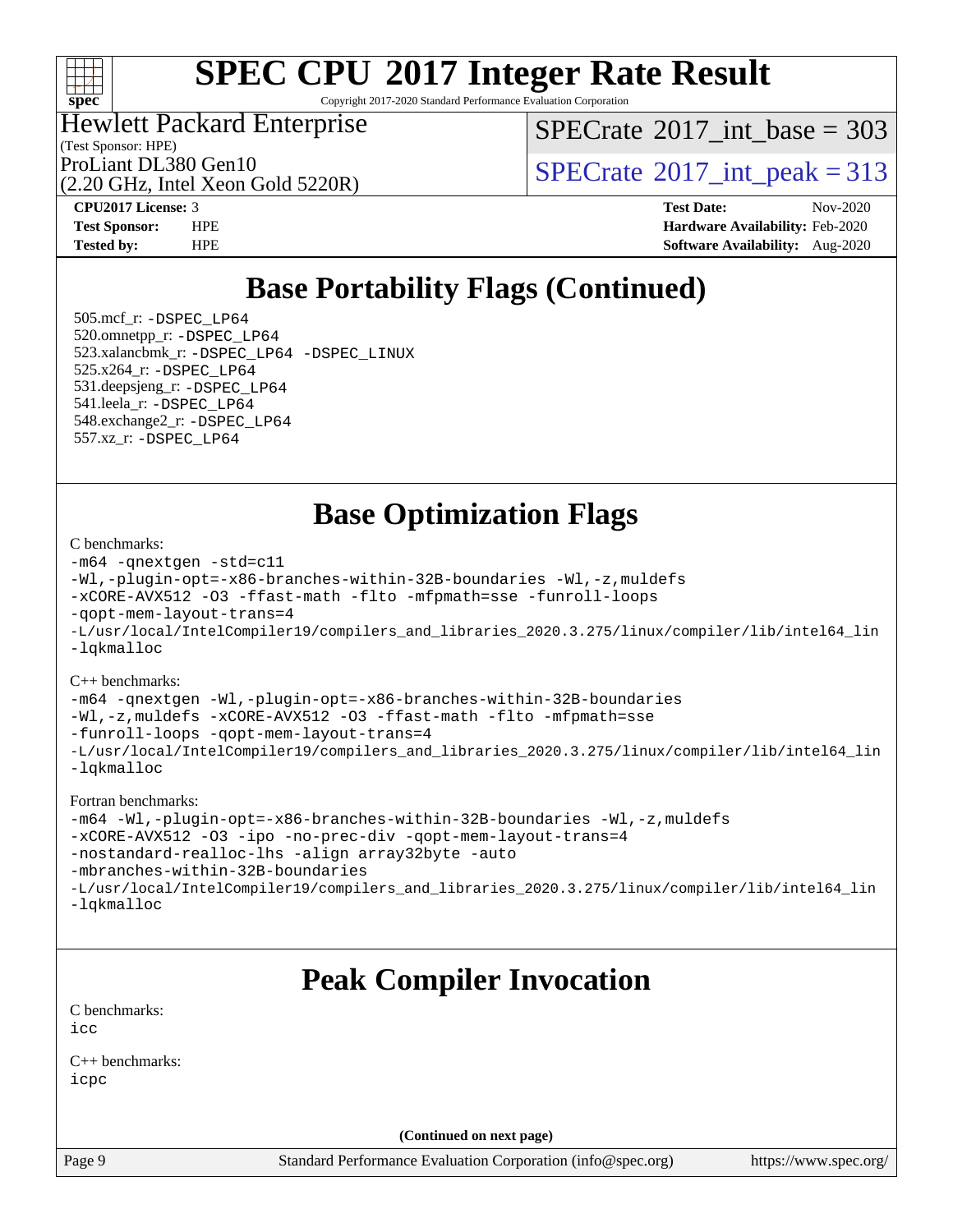# SPEC CPU 2017 Integer Rate Result

Copyright 2017-2020 Standard Performance Evaluation Corporation

Hewlett Packard Enterprise
(Test Sponsor: HPE)
ProLiant DL380 Gen10
(2.20 GHz, Intel Xeon Gold 5220R)

SPECrate 2017_int_base = 303

SPECrate 2017_int_peak = 313

**CPU2017 License:** 3
**Test Sponsor:** HPE
**Tested by:** HPE

**Test Date:** Nov-2020
**Hardware Availability:** Feb-2020
**Software Availability:** Aug-2020

## Base Portability Flags (Continued)

505.mcf_r: -DSPEC_LP64
520.omnetpp_r: -DSPEC_LP64
523.xalancbmk_r: -DSPEC_LP64 -DSPEC_LINUX
525.x264_r: -DSPEC_LP64
531.deepsjeng_r: -DSPEC_LP64
541.leela_r: -DSPEC_LP64
548.exchange2_r: -DSPEC_LP64
557.xz_r: -DSPEC_LP64

## Base Optimization Flags

C benchmarks:

```
-m64 -qnextgen -std=c11
-Wl,-plugin-opt=-x86-branches-within-32B-boundaries -Wl,-z,muldefs
-xCORE-AVX512 -O3 -ffast-math -flto -mfpmath=sse -funroll-loops
-qopt-mem-layout-trans=4
-L/usr/local/IntelCompiler19/compilers_and_libraries_2020.3.275/linux/compiler/lib/intel64_lin
-lqkmalloc
```

C++ benchmarks:

```
-m64 -qnextgen -Wl,-plugin-opt=-x86-branches-within-32B-boundaries
-Wl,-z,muldefs -xCORE-AVX512 -O3 -ffast-math -flto -mfpmath=sse
-funroll-loops -qopt-mem-layout-trans=4
-L/usr/local/IntelCompiler19/compilers_and_libraries_2020.3.275/linux/compiler/lib/intel64_lin
-lqkmalloc
```

Fortran benchmarks:

```
-m64 -Wl,-plugin-opt=-x86-branches-within-32B-boundaries -Wl,-z,muldefs
-xCORE-AVX512 -O3 -ipo -no-prec-div -qopt-mem-layout-trans=4
-nostandard-realloc-lhs -align array32byte -auto
-mbranches-within-32B-boundaries
-L/usr/local/IntelCompiler19/compilers_and_libraries_2020.3.275/linux/compiler/lib/intel64_lin
-lqkmalloc
```

## Peak Compiler Invocation

C benchmarks:

```
icc
```

C++ benchmarks:

```
icpc
```

**(Continued on next page)**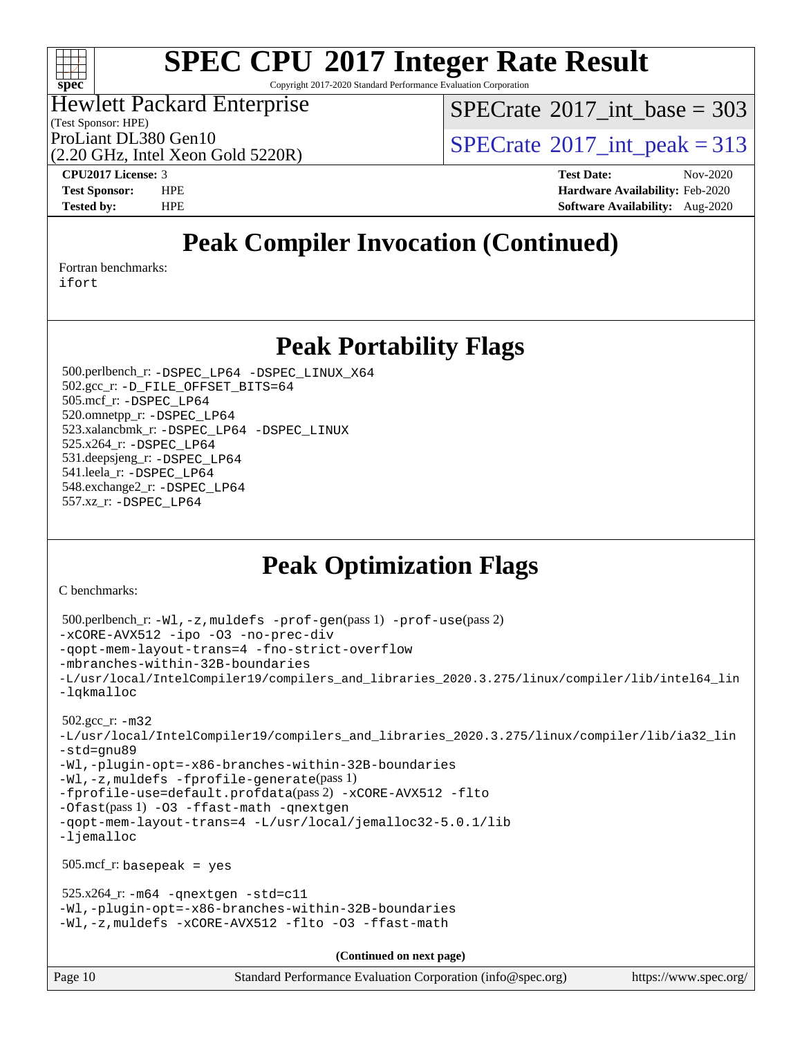# SPEC CPU 2017 Integer Rate Result

Copyright 2017-2020 Standard Performance Evaluation Corporation

Hewlett Packard Enterprise
(Test Sponsor: HPE)
ProLiant DL380 Gen10
(2.20 GHz, Intel Xeon Gold 5220R)

SPECrate 2017_int_base = 303

SPECrate 2017_int_peak = 313

**CPU2017 License:** 3
**Test Sponsor:** HPE
**Tested by:** HPE

**Test Date:** Nov-2020
**Hardware Availability:** Feb-2020
**Software Availability:** Aug-2020

## Peak Compiler Invocation (Continued)

Fortran benchmarks:
ifort

## Peak Portability Flags

500.perlbench_r: -DSPEC_LP64 -DSPEC_LINUX_X64
502.gcc_r: -D_FILE_OFFSET_BITS=64
505.mcf_r: -DSPEC_LP64
520.omnetpp_r: -DSPEC_LP64
523.xalancbmk_r: -DSPEC_LP64 -DSPEC_LINUX
525.x264_r: -DSPEC_LP64
531.deepsjeng_r: -DSPEC_LP64
541.leela_r: -DSPEC_LP64
548.exchange2_r: -DSPEC_LP64
557.xz_r: -DSPEC_LP64

## Peak Optimization Flags

C benchmarks:

500.perlbench_r: -Wl,-z,muldefs -prof-gen(pass 1) -prof-use(pass 2)
-xCORE-AVX512 -ipo -O3 -no-prec-div
-qopt-mem-layout-trans=4 -fno-strict-overflow
-mbranches-within-32B-boundaries
-L/usr/local/IntelCompiler19/compilers_and_libraries_2020.3.275/linux/compiler/lib/intel64_lin
-lqkmalloc

502.gcc_r: -m32
-L/usr/local/IntelCompiler19/compilers_and_libraries_2020.3.275/linux/compiler/lib/ia32_lin
-std=gnu89
-Wl,-plugin-opt=-x86-branches-within-32B-boundaries
-Wl,-z,muldefs -fprofile-generate(pass 1)
-fprofile-use=default.profdata(pass 2) -xCORE-AVX512 -flto
-Ofast(pass 1) -O3 -ffast-math -qnextgen
-qopt-mem-layout-trans=4 -L/usr/local/jemalloc32-5.0.1/lib
-ljemalloc

505.mcf_r: basepeak = yes

525.x264_r: -m64 -qnextgen -std=c11
-Wl,-plugin-opt=-x86-branches-within-32B-boundaries
-Wl,-z,muldefs -xCORE-AVX512 -flto -O3 -ffast-math

**(Continued on next page)**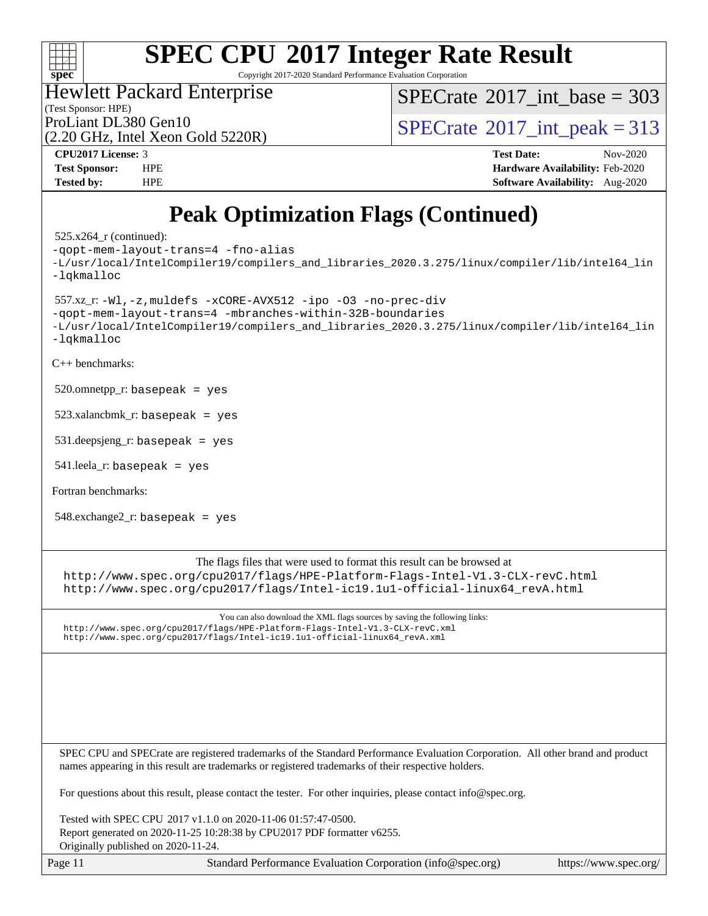# SPEC CPU 2017 Integer Rate Result

Copyright 2017-2020 Standard Performance Evaluation Corporation

Hewlett Packard Enterprise
(Test Sponsor: HPE)
ProLiant DL380 Gen10
(2.20 GHz, Intel Xeon Gold 5220R)

SPECrate 2017_int_base = 303
SPECrate 2017_int_peak = 313

**CPU2017 License:** 3
**Test Sponsor:** HPE
**Tested by:** HPE

**Test Date:** Nov-2020
**Hardware Availability:** Feb-2020
**Software Availability:** Aug-2020

## Peak Optimization Flags (Continued)

525.x264_r (continued):
`-qopt-mem-layout-trans=4 -fno-alias`
`-L/usr/local/IntelCompiler19/compilers_and_libraries_2020.3.275/linux/compiler/lib/intel64_lin`
`-lqkmalloc`

557.xz_r: `-Wl,-z,muldefs -xCORE-AVX512 -ipo -O3 -no-prec-div`
`-qopt-mem-layout-trans=4 -mbranches-within-32B-boundaries`
`-L/usr/local/IntelCompiler19/compilers_and_libraries_2020.3.275/linux/compiler/lib/intel64_lin`
`-lqkmalloc`

C++ benchmarks:

520.omnetpp_r: `basepeak = yes`

523.xalancbmk_r: `basepeak = yes`

531.deepsjeng_r: `basepeak = yes`

541.leela_r: `basepeak = yes`

Fortran benchmarks:

548.exchange2_r: `basepeak = yes`

The flags files that were used to format this result can be browsed at
http://www.spec.org/cpu2017/flags/HPE-Platform-Flags-Intel-V1.3-CLX-revC.html
http://www.spec.org/cpu2017/flags/Intel-ic19.1u1-official-linux64_revA.html

You can also download the XML flags sources by saving the following links:
http://www.spec.org/cpu2017/flags/HPE-Platform-Flags-Intel-V1.3-CLX-revC.xml
http://www.spec.org/cpu2017/flags/Intel-ic19.1u1-official-linux64_revA.xml

SPEC CPU and SPECrate are registered trademarks of the Standard Performance Evaluation Corporation. All other brand and product names appearing in this result are trademarks or registered trademarks of their respective holders.

For questions about this result, please contact the tester. For other inquiries, please contact info@spec.org.

Tested with SPEC CPU 2017 v1.1.0 on 2020-11-06 01:57:47-0500.
Report generated on 2020-11-25 10:28:38 by CPU2017 PDF formatter v6255.
Originally published on 2020-11-24.